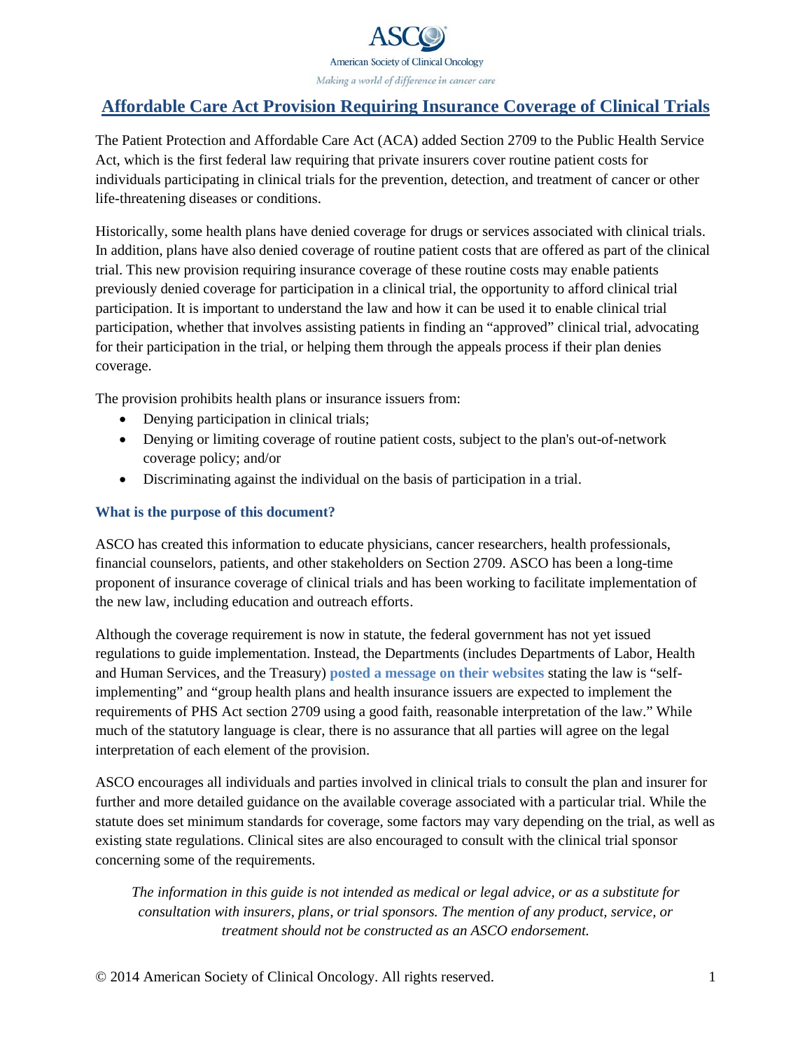ASCO

American Society of Clinical Oncology

*Making a world of difference in cancer care*

# Affordable Care Act Provision Requiring Insurance Coverage of Clinical Trials

The Patient Protection and Affordable Care Act (ACA) added Section 2709 to the Public Health Service Act, which is the first federal law requiring that private insurers cover routine patient costs for individuals participating in clinical trials for the prevention, detection, and treatment of cancer or other life-threatening diseases or conditions.

Historically, some health plans have denied coverage for drugs or services associated with clinical trials. In addition, plans have also denied coverage of routine patient costs that are offered as part of the clinical trial. This new provision requiring insurance coverage of these routine costs may enable patients previously denied coverage for participation in a clinical trial, the opportunity to afford clinical trial participation. It is important to understand the law and how it can be used it to enable clinical trial participation, whether that involves assisting patients in finding an "approved" clinical trial, advocating for their participation in the trial, or helping them through the appeals process if their plan denies coverage.

The provision prohibits health plans or insurance issuers from:

- Denying participation in clinical trials;
- Denying or limiting coverage of routine patient costs, subject to the plan's out-of-network coverage policy; and/or
- Discriminating against the individual on the basis of participation in a trial.

### What is the purpose of this document?

ASCO has created this information to educate physicians, cancer researchers, health professionals, financial counselors, patients, and other stakeholders on Section 2709. ASCO has been a long-time proponent of insurance coverage of clinical trials and has been working to facilitate implementation of the new law, including education and outreach efforts.

Although the coverage requirement is now in statute, the federal government has not yet issued regulations to guide implementation. Instead, the Departments (includes Departments of Labor, Health and Human Services, and the Treasury) **posted a message on their websites** stating the law is "self-implementing" and "group health plans and health insurance issuers are expected to implement the requirements of PHS Act section 2709 using a good faith, reasonable interpretation of the law." While much of the statutory language is clear, there is no assurance that all parties will agree on the legal interpretation of each element of the provision.

ASCO encourages all individuals and parties involved in clinical trials to consult the plan and insurer for further and more detailed guidance on the available coverage associated with a particular trial. While the statute does set minimum standards for coverage, some factors may vary depending on the trial, as well as existing state regulations. Clinical sites are also encouraged to consult with the clinical trial sponsor concerning some of the requirements.

*The information in this guide is not intended as medical or legal advice, or as a substitute for consultation with insurers, plans, or trial sponsors. The mention of any product, service, or treatment should not be constructed as an ASCO endorsement.*

© 2014 American Society of Clinical Oncology. All rights reserved.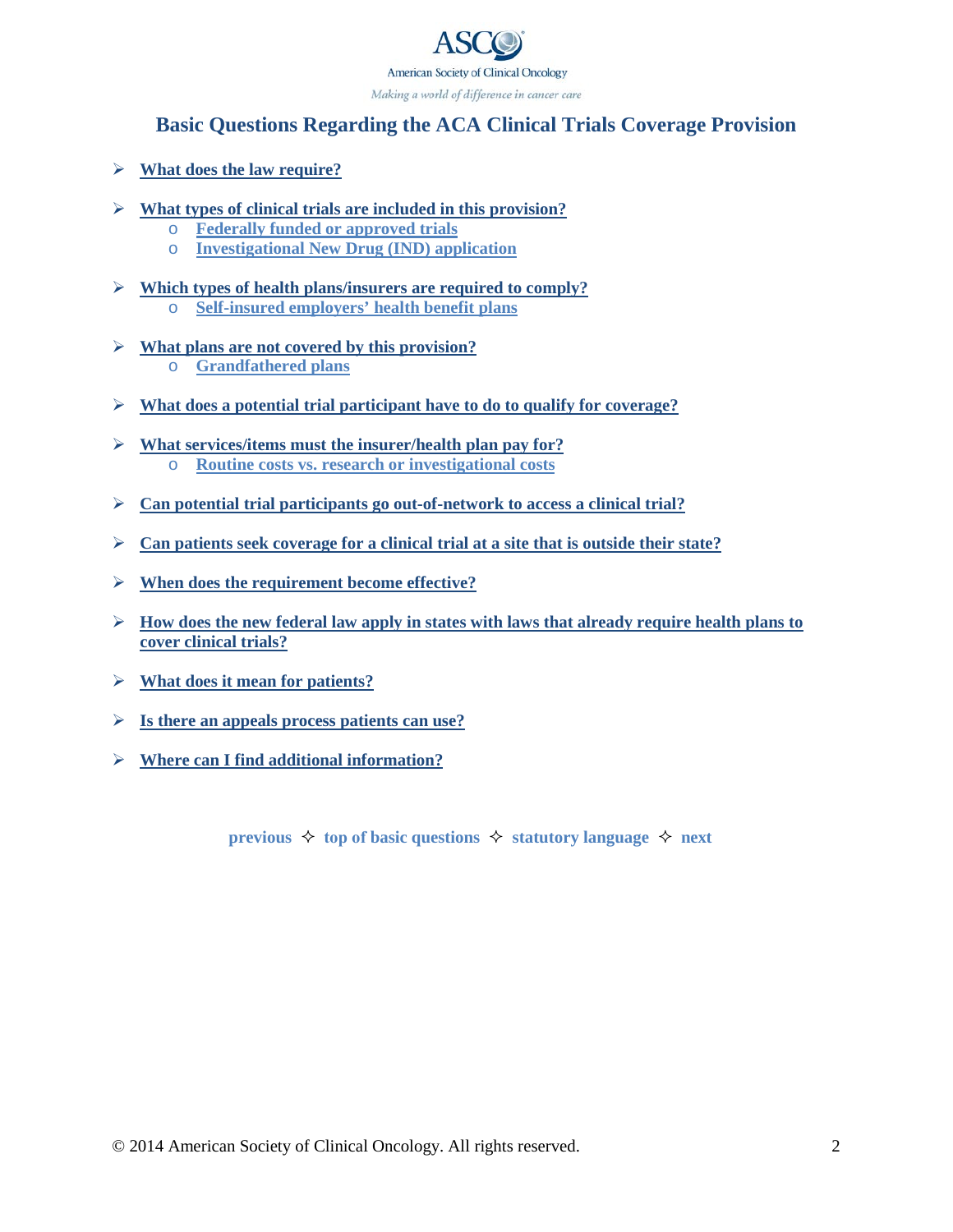ASCO

American Society of Clinical Oncology

*Making a world of difference in cancer care*

# Basic Questions Regarding the ACA Clinical Trials Coverage Provision

- **What does the law require?**
- **What types of clinical trials are included in this provision?**
  - **Federally funded or approved trials**
  - **Investigational New Drug (IND) application**
- **Which types of health plans/insurers are required to comply?**
  - **Self-insured employers' health benefit plans**
- **What plans are not covered by this provision?**
  - **Grandfathered plans**
- **What does a potential trial participant have to do to qualify for coverage?**
- **What services/items must the insurer/health plan pay for?**
  - **Routine costs vs. research or investigational costs**
- **Can potential trial participants go out-of-network to access a clinical trial?**
- **Can patients seek coverage for a clinical trial at a site that is outside their state?**
- **When does the requirement become effective?**
- **How does the new federal law apply in states with laws that already require health plans to cover clinical trials?**
- **What does it mean for patients?**
- **Is there an appeals process patients can use?**
- **Where can I find additional information?**

**previous ✧ top of basic questions ✧ statutory language ✧ next**

© 2014 American Society of Clinical Oncology. All rights reserved.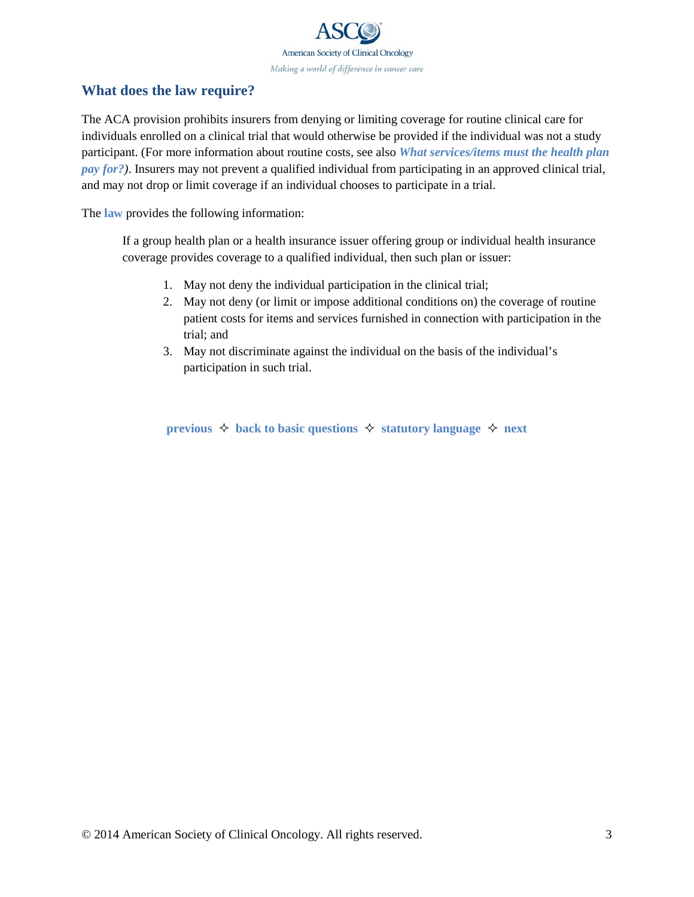## What does the law require?

The ACA provision prohibits insurers from denying or limiting coverage for routine clinical care for individuals enrolled on a clinical trial that would otherwise be provided if the individual was not a study participant. (For more information about routine costs, see also ***What services/items must the health plan pay for?****)*. Insurers may not prevent a qualified individual from participating in an approved clinical trial, and may not drop or limit coverage if an individual chooses to participate in a trial.

The **law** provides the following information:

> If a group health plan or a health insurance issuer offering group or individual health insurance coverage provides coverage to a qualified individual, then such plan or issuer:
>
> 1. May not deny the individual participation in the clinical trial;
> 2. May not deny (or limit or impose additional conditions on) the coverage of routine patient costs for items and services furnished in connection with participation in the trial; and
> 3. May not discriminate against the individual on the basis of the individual's participation in such trial.

**previous** ✧ **back to basic questions** ✧ **statutory language** ✧ **next**

© 2014 American Society of Clinical Oncology. All rights reserved.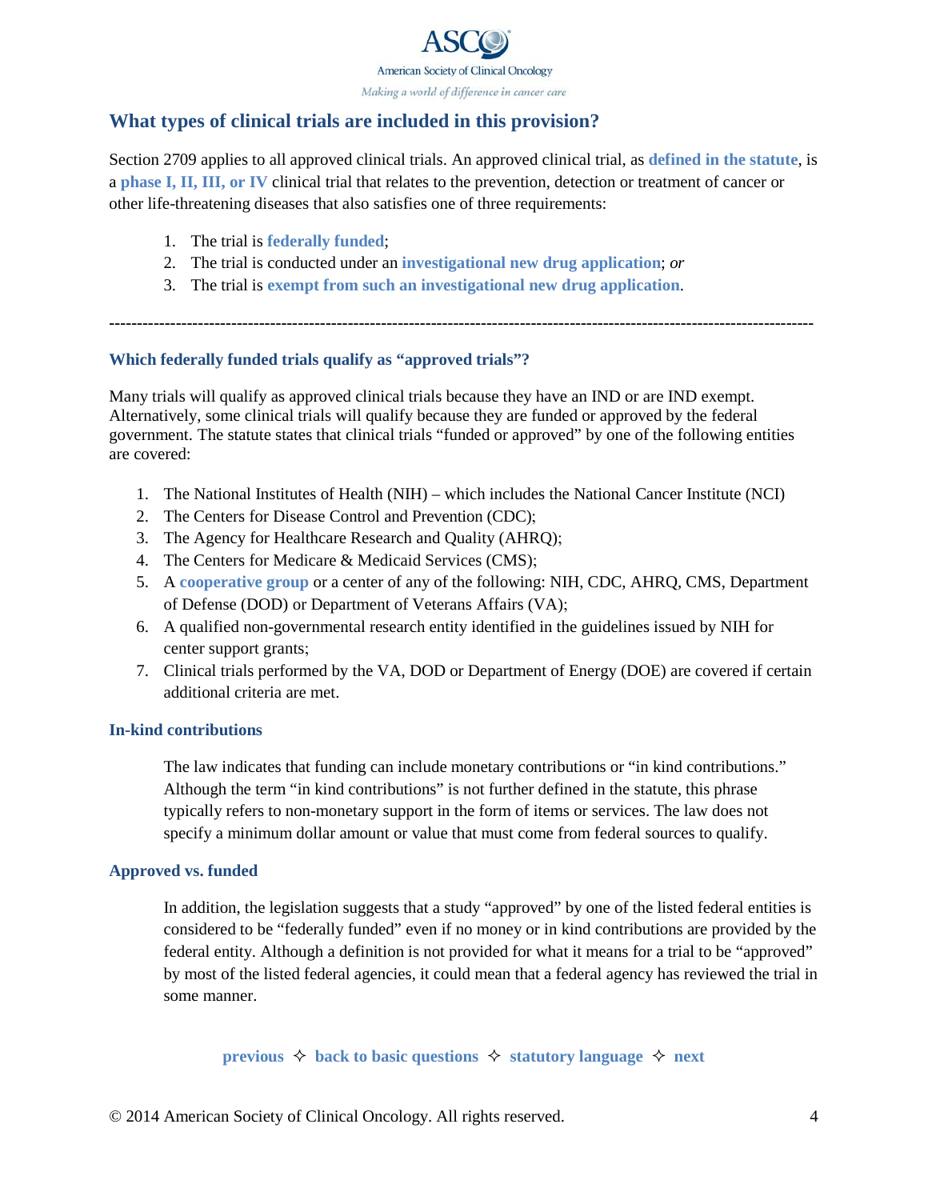## What types of clinical trials are included in this provision?

Section 2709 applies to all approved clinical trials. An approved clinical trial, as **defined in the statute**, is a **phase I, II, III, or IV** clinical trial that relates to the prevention, detection or treatment of cancer or other life-threatening diseases that also satisfies one of three requirements:

1. The trial is **federally funded**;
2. The trial is conducted under an **investigational new drug application**; *or*
3. The trial is **exempt from such an investigational new drug application**.

---

### Which federally funded trials qualify as "approved trials"?

Many trials will qualify as approved clinical trials because they have an IND or are IND exempt. Alternatively, some clinical trials will qualify because they are funded or approved by the federal government. The statute states that clinical trials "funded or approved" by one of the following entities are covered:

1. The National Institutes of Health (NIH) – which includes the National Cancer Institute (NCI)
2. The Centers for Disease Control and Prevention (CDC);
3. The Agency for Healthcare Research and Quality (AHRQ);
4. The Centers for Medicare & Medicaid Services (CMS);
5. A **cooperative group** or a center of any of the following: NIH, CDC, AHRQ, CMS, Department of Defense (DOD) or Department of Veterans Affairs (VA);
6. A qualified non-governmental research entity identified in the guidelines issued by NIH for center support grants;
7. Clinical trials performed by the VA, DOD or Department of Energy (DOE) are covered if certain additional criteria are met.

### In-kind contributions

The law indicates that funding can include monetary contributions or "in kind contributions." Although the term "in kind contributions" is not further defined in the statute, this phrase typically refers to non-monetary support in the form of items or services. The law does not specify a minimum dollar amount or value that must come from federal sources to qualify.

### Approved vs. funded

In addition, the legislation suggests that a study "approved" by one of the listed federal entities is considered to be "federally funded" even if no money or in kind contributions are provided by the federal entity. Although a definition is not provided for what it means for a trial to be "approved" by most of the listed federal agencies, it could mean that a federal agency has reviewed the trial in some manner.

**previous** ✧ **back to basic questions** ✧ **statutory language** ✧ **next**

© 2014 American Society of Clinical Oncology. All rights reserved.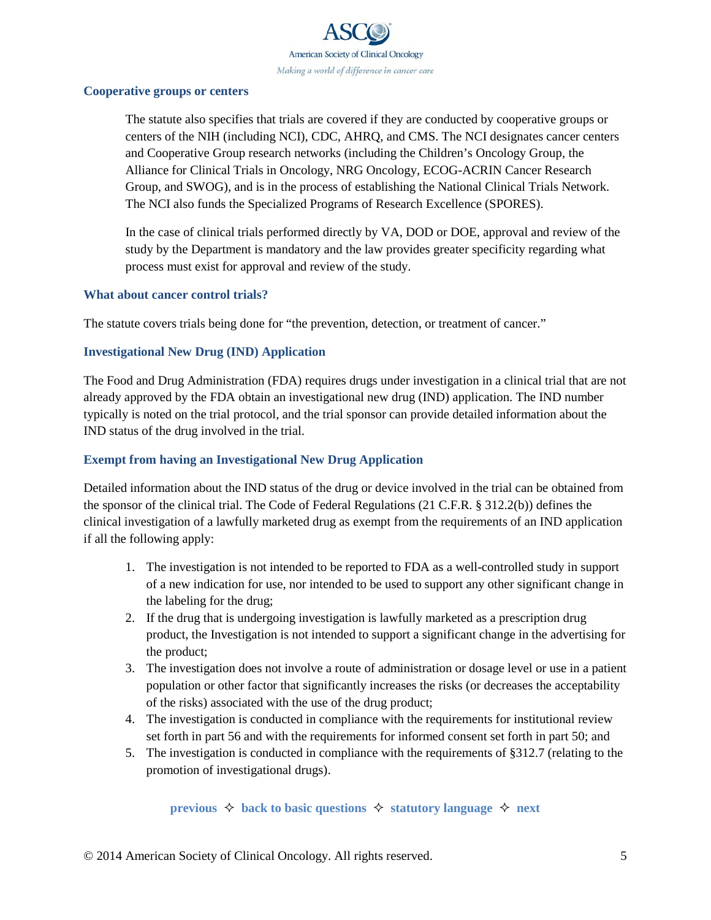### Cooperative groups or centers

The statute also specifies that trials are covered if they are conducted by cooperative groups or centers of the NIH (including NCI), CDC, AHRQ, and CMS. The NCI designates cancer centers and Cooperative Group research networks (including the Children's Oncology Group, the Alliance for Clinical Trials in Oncology, NRG Oncology, ECOG-ACRIN Cancer Research Group, and SWOG), and is in the process of establishing the National Clinical Trials Network. The NCI also funds the Specialized Programs of Research Excellence (SPORES).

In the case of clinical trials performed directly by VA, DOD or DOE, approval and review of the study by the Department is mandatory and the law provides greater specificity regarding what process must exist for approval and review of the study.

### What about cancer control trials?

The statute covers trials being done for "the prevention, detection, or treatment of cancer."

### Investigational New Drug (IND) Application

The Food and Drug Administration (FDA) requires drugs under investigation in a clinical trial that are not already approved by the FDA obtain an investigational new drug (IND) application. The IND number typically is noted on the trial protocol, and the trial sponsor can provide detailed information about the IND status of the drug involved in the trial.

### Exempt from having an Investigational New Drug Application

Detailed information about the IND status of the drug or device involved in the trial can be obtained from the sponsor of the clinical trial. The Code of Federal Regulations (21 C.F.R. § 312.2(b)) defines the clinical investigation of a lawfully marketed drug as exempt from the requirements of an IND application if all the following apply:

1. The investigation is not intended to be reported to FDA as a well-controlled study in support of a new indication for use, nor intended to be used to support any other significant change in the labeling for the drug;
2. If the drug that is undergoing investigation is lawfully marketed as a prescription drug product, the Investigation is not intended to support a significant change in the advertising for the product;
3. The investigation does not involve a route of administration or dosage level or use in a patient population or other factor that significantly increases the risks (or decreases the acceptability of the risks) associated with the use of the drug product;
4. The investigation is conducted in compliance with the requirements for institutional review set forth in part 56 and with the requirements for informed consent set forth in part 50; and
5. The investigation is conducted in compliance with the requirements of §312.7 (relating to the promotion of investigational drugs).

**previous ✧ back to basic questions ✧ statutory language ✧ next**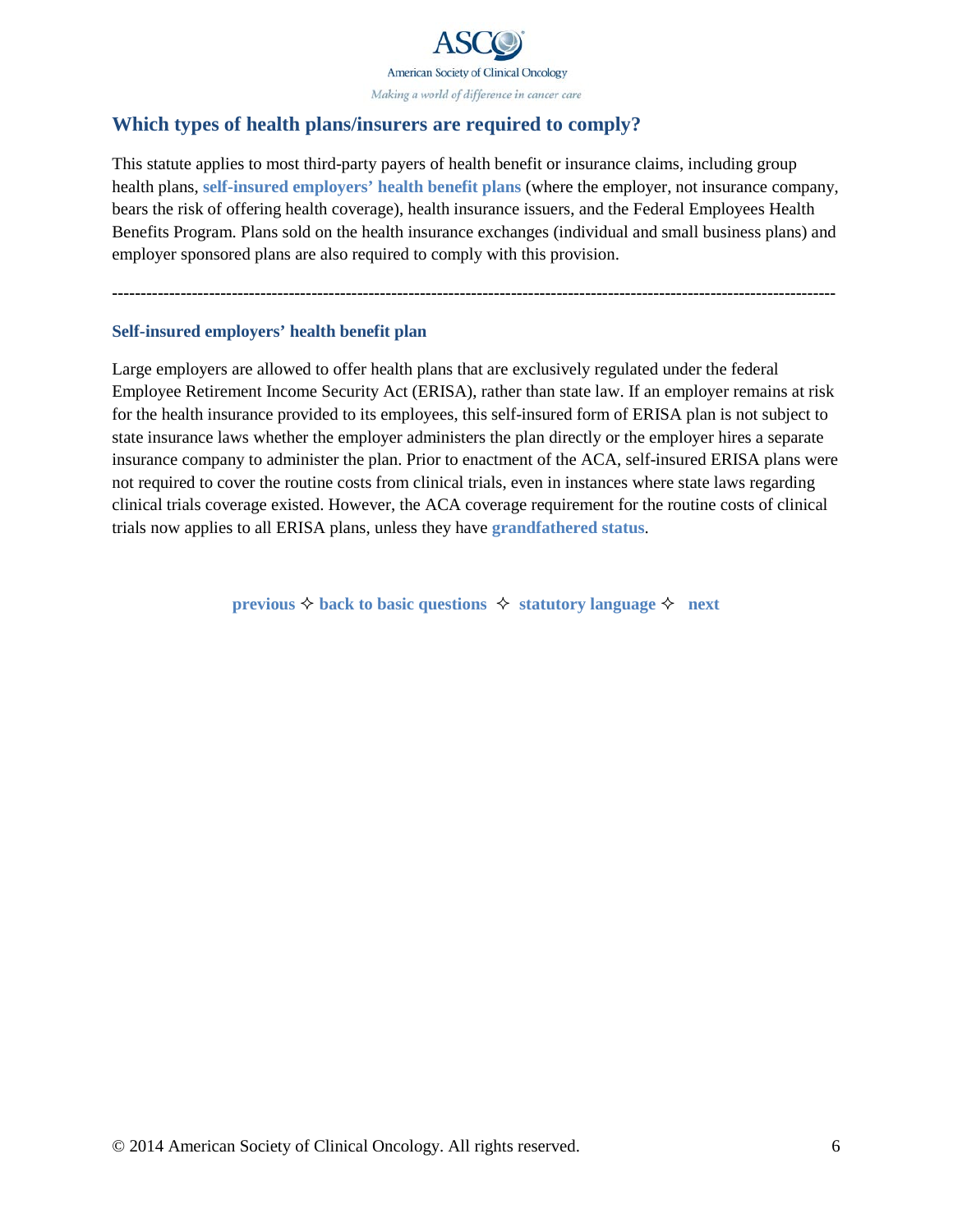## Which types of health plans/insurers are required to comply?

This statute applies to most third-party payers of health benefit or insurance claims, including group health plans, **self-insured employers' health benefit plans** (where the employer, not insurance company, bears the risk of offering health coverage), health insurance issuers, and the Federal Employees Health Benefits Program. Plans sold on the health insurance exchanges (individual and small business plans) and employer sponsored plans are also required to comply with this provision.

---

### Self-insured employers' health benefit plan

Large employers are allowed to offer health plans that are exclusively regulated under the federal Employee Retirement Income Security Act (ERISA), rather than state law. If an employer remains at risk for the health insurance provided to its employees, this self-insured form of ERISA plan is not subject to state insurance laws whether the employer administers the plan directly or the employer hires a separate insurance company to administer the plan. Prior to enactment of the ACA, self-insured ERISA plans were not required to cover the routine costs from clinical trials, even in instances where state laws regarding clinical trials coverage existed. However, the ACA coverage requirement for the routine costs of clinical trials now applies to all ERISA plans, unless they have **grandfathered status**.

**previous** ✧ **back to basic questions** ✧ **statutory language** ✧ **next**

© 2014 American Society of Clinical Oncology. All rights reserved.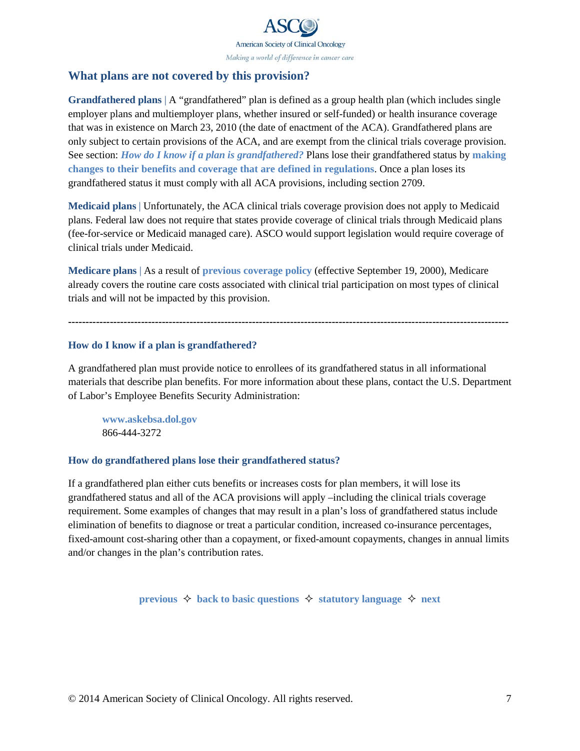## What plans are not covered by this provision?

**Grandfathered plans** | A "grandfathered" plan is defined as a group health plan (which includes single employer plans and multiemployer plans, whether insured or self-funded) or health insurance coverage that was in existence on March 23, 2010 (the date of enactment of the ACA). Grandfathered plans are only subject to certain provisions of the ACA, and are exempt from the clinical trials coverage provision. See section: ***How do I know if a plan is grandfathered?*** Plans lose their grandfathered status by **making changes to their benefits and coverage that are defined in regulations**. Once a plan loses its grandfathered status it must comply with all ACA provisions, including section 2709.

**Medicaid plans** | Unfortunately, the ACA clinical trials coverage provision does not apply to Medicaid plans. Federal law does not require that states provide coverage of clinical trials through Medicaid plans (fee-for-service or Medicaid managed care). ASCO would support legislation would require coverage of clinical trials under Medicaid.

**Medicare plans** | As a result of **previous coverage policy** (effective September 19, 2000), Medicare already covers the routine care costs associated with clinical trial participation on most types of clinical trials and will not be impacted by this provision.

---

### How do I know if a plan is grandfathered?

A grandfathered plan must provide notice to enrollees of its grandfathered status in all informational materials that describe plan benefits. For more information about these plans, contact the U.S. Department of Labor's Employee Benefits Security Administration:

> **www.askebsa.dol.gov**
> 866-444-3272

### How do grandfathered plans lose their grandfathered status?

If a grandfathered plan either cuts benefits or increases costs for plan members, it will lose its grandfathered status and all of the ACA provisions will apply –including the clinical trials coverage requirement. Some examples of changes that may result in a plan's loss of grandfathered status include elimination of benefits to diagnose or treat a particular condition, increased co-insurance percentages, fixed-amount cost-sharing other than a copayment, or fixed-amount copayments, changes in annual limits and/or changes in the plan's contribution rates.

**previous** ✧ **back to basic questions** ✧ **statutory language** ✧ **next**

© 2014 American Society of Clinical Oncology. All rights reserved.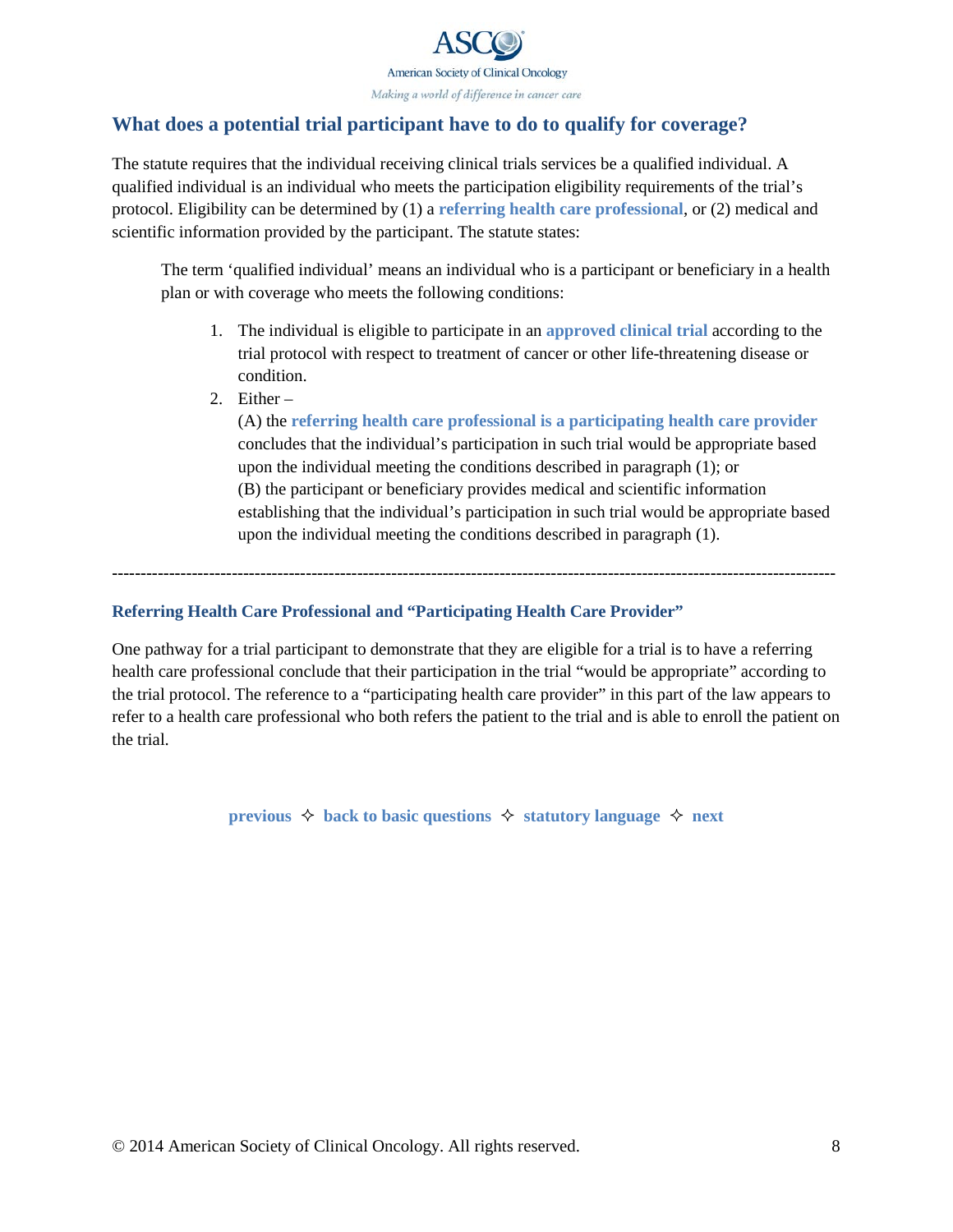## What does a potential trial participant have to do to qualify for coverage?

The statute requires that the individual receiving clinical trials services be a qualified individual. A qualified individual is an individual who meets the participation eligibility requirements of the trial's protocol. Eligibility can be determined by (1) a **referring health care professional**, or (2) medical and scientific information provided by the participant. The statute states:

> The term 'qualified individual' means an individual who is a participant or beneficiary in a health plan or with coverage who meets the following conditions:
>
> 1. The individual is eligible to participate in an **approved clinical trial** according to the trial protocol with respect to treatment of cancer or other life-threatening disease or condition.
> 2. Either –
>    (A) the **referring health care professional is a participating health care provider** concludes that the individual's participation in such trial would be appropriate based upon the individual meeting the conditions described in paragraph (1); or
>    (B) the participant or beneficiary provides medical and scientific information establishing that the individual's participation in such trial would be appropriate based upon the individual meeting the conditions described in paragraph (1).

---

### Referring Health Care Professional and "Participating Health Care Provider"

One pathway for a trial participant to demonstrate that they are eligible for a trial is to have a referring health care professional conclude that their participation in the trial "would be appropriate" according to the trial protocol. The reference to a "participating health care provider" in this part of the law appears to refer to a health care professional who both refers the patient to the trial and is able to enroll the patient on the trial.

**previous** ✧ **back to basic questions** ✧ **statutory language** ✧ **next**

© 2014 American Society of Clinical Oncology. All rights reserved.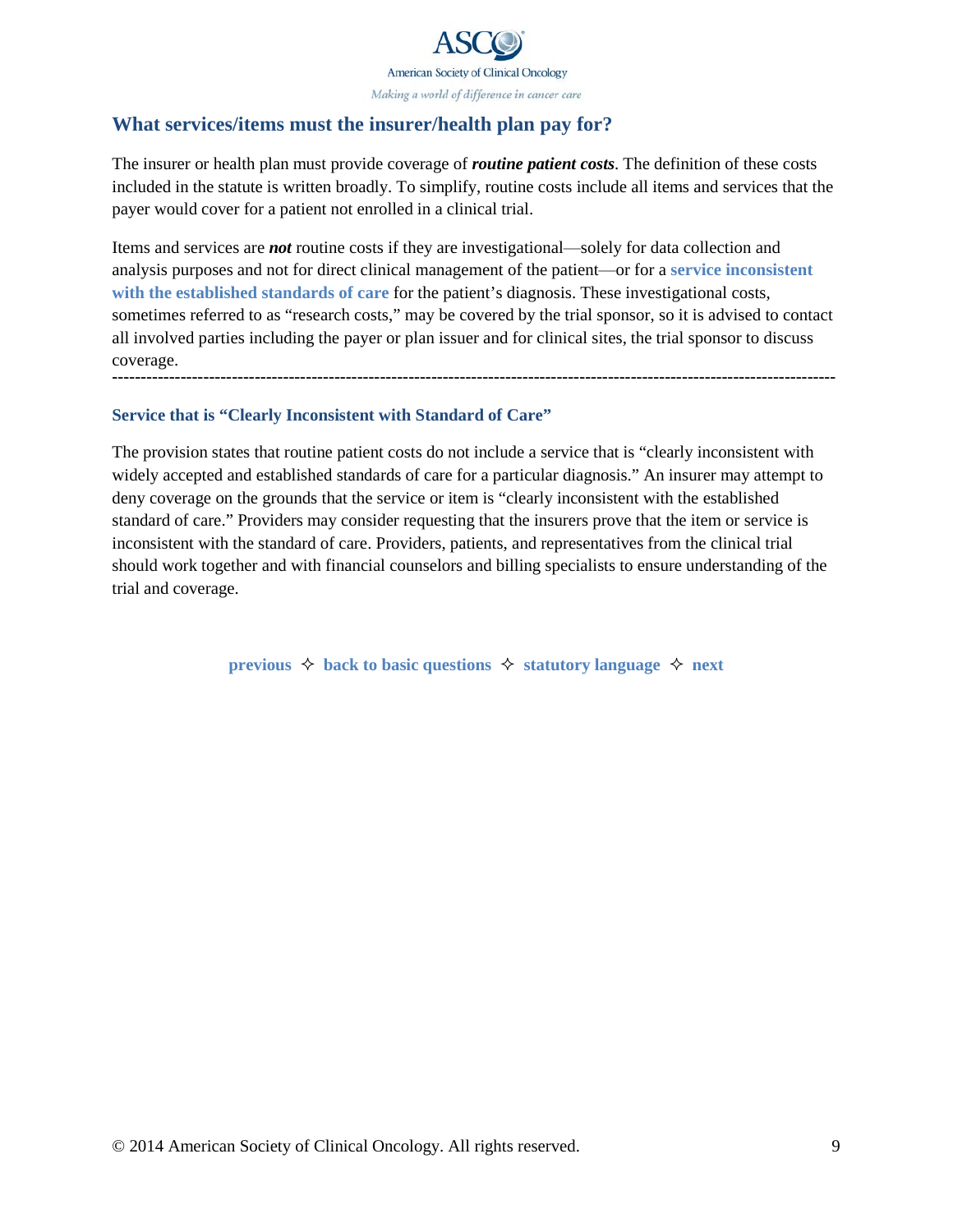## What services/items must the insurer/health plan pay for?

The insurer or health plan must provide coverage of ***routine patient costs***. The definition of these costs included in the statute is written broadly. To simplify, routine costs include all items and services that the payer would cover for a patient not enrolled in a clinical trial.

Items and services are ***not*** routine costs if they are investigational—solely for data collection and analysis purposes and not for direct clinical management of the patient—or for a **service inconsistent with the established standards of care** for the patient's diagnosis. These investigational costs, sometimes referred to as "research costs," may be covered by the trial sponsor, so it is advised to contact all involved parties including the payer or plan issuer and for clinical sites, the trial sponsor to discuss coverage.

---

### Service that is "Clearly Inconsistent with Standard of Care"

The provision states that routine patient costs do not include a service that is "clearly inconsistent with widely accepted and established standards of care for a particular diagnosis." An insurer may attempt to deny coverage on the grounds that the service or item is "clearly inconsistent with the established standard of care." Providers may consider requesting that the insurers prove that the item or service is inconsistent with the standard of care. Providers, patients, and representatives from the clinical trial should work together and with financial counselors and billing specialists to ensure understanding of the trial and coverage.

**previous** ✧ **back to basic questions** ✧ **statutory language** ✧ **next**

© 2014 American Society of Clinical Oncology. All rights reserved.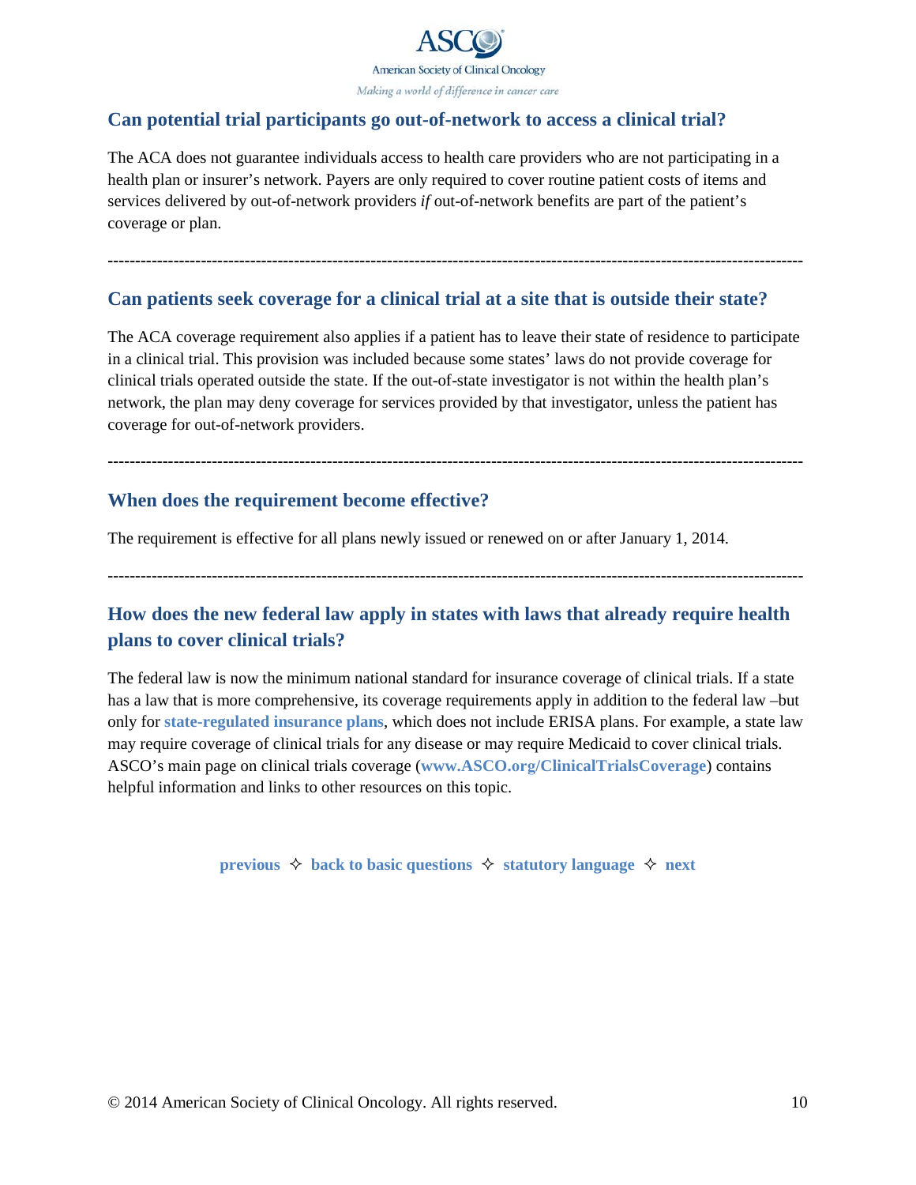## Can potential trial participants go out-of-network to access a clinical trial?

The ACA does not guarantee individuals access to health care providers who are not participating in a health plan or insurer's network. Payers are only required to cover routine patient costs of items and services delivered by out-of-network providers *if* out-of-network benefits are part of the patient's coverage or plan.

---

## Can patients seek coverage for a clinical trial at a site that is outside their state?

The ACA coverage requirement also applies if a patient has to leave their state of residence to participate in a clinical trial. This provision was included because some states' laws do not provide coverage for clinical trials operated outside the state. If the out-of-state investigator is not within the health plan's network, the plan may deny coverage for services provided by that investigator, unless the patient has coverage for out-of-network providers.

---

## When does the requirement become effective?

The requirement is effective for all plans newly issued or renewed on or after January 1, 2014.

---

## How does the new federal law apply in states with laws that already require health plans to cover clinical trials?

The federal law is now the minimum national standard for insurance coverage of clinical trials. If a state has a law that is more comprehensive, its coverage requirements apply in addition to the federal law –but only for **state-regulated insurance plans**, which does not include ERISA plans. For example, a state law may require coverage of clinical trials for any disease or may require Medicaid to cover clinical trials. ASCO's main page on clinical trials coverage (**www.ASCO.org/ClinicalTrialsCoverage**) contains helpful information and links to other resources on this topic.

**previous** ✧ **back to basic questions** ✧ **statutory language** ✧ **next**

© 2014 American Society of Clinical Oncology. All rights reserved.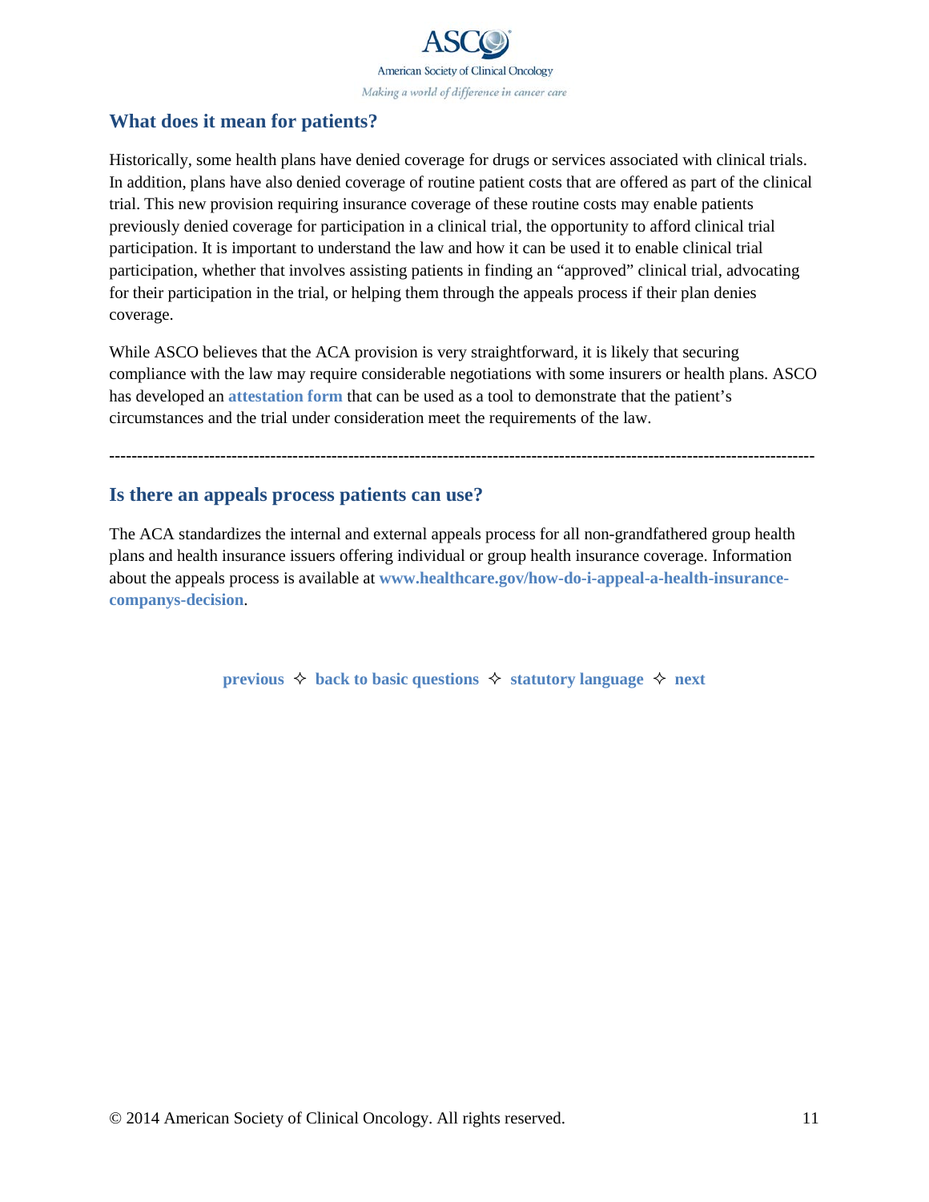## What does it mean for patients?

Historically, some health plans have denied coverage for drugs or services associated with clinical trials. In addition, plans have also denied coverage of routine patient costs that are offered as part of the clinical trial. This new provision requiring insurance coverage of these routine costs may enable patients previously denied coverage for participation in a clinical trial, the opportunity to afford clinical trial participation. It is important to understand the law and how it can be used it to enable clinical trial participation, whether that involves assisting patients in finding an "approved" clinical trial, advocating for their participation in the trial, or helping them through the appeals process if their plan denies coverage.

While ASCO believes that the ACA provision is very straightforward, it is likely that securing compliance with the law may require considerable negotiations with some insurers or health plans. ASCO has developed an **attestation form** that can be used as a tool to demonstrate that the patient's circumstances and the trial under consideration meet the requirements of the law.

---

## Is there an appeals process patients can use?

The ACA standardizes the internal and external appeals process for all non-grandfathered group health plans and health insurance issuers offering individual or group health insurance coverage. Information about the appeals process is available at **www.healthcare.gov/how-do-i-appeal-a-health-insurance-companys-decision**.

**previous** ✧ **back to basic questions** ✧ **statutory language** ✧ **next**

© 2014 American Society of Clinical Oncology. All rights reserved.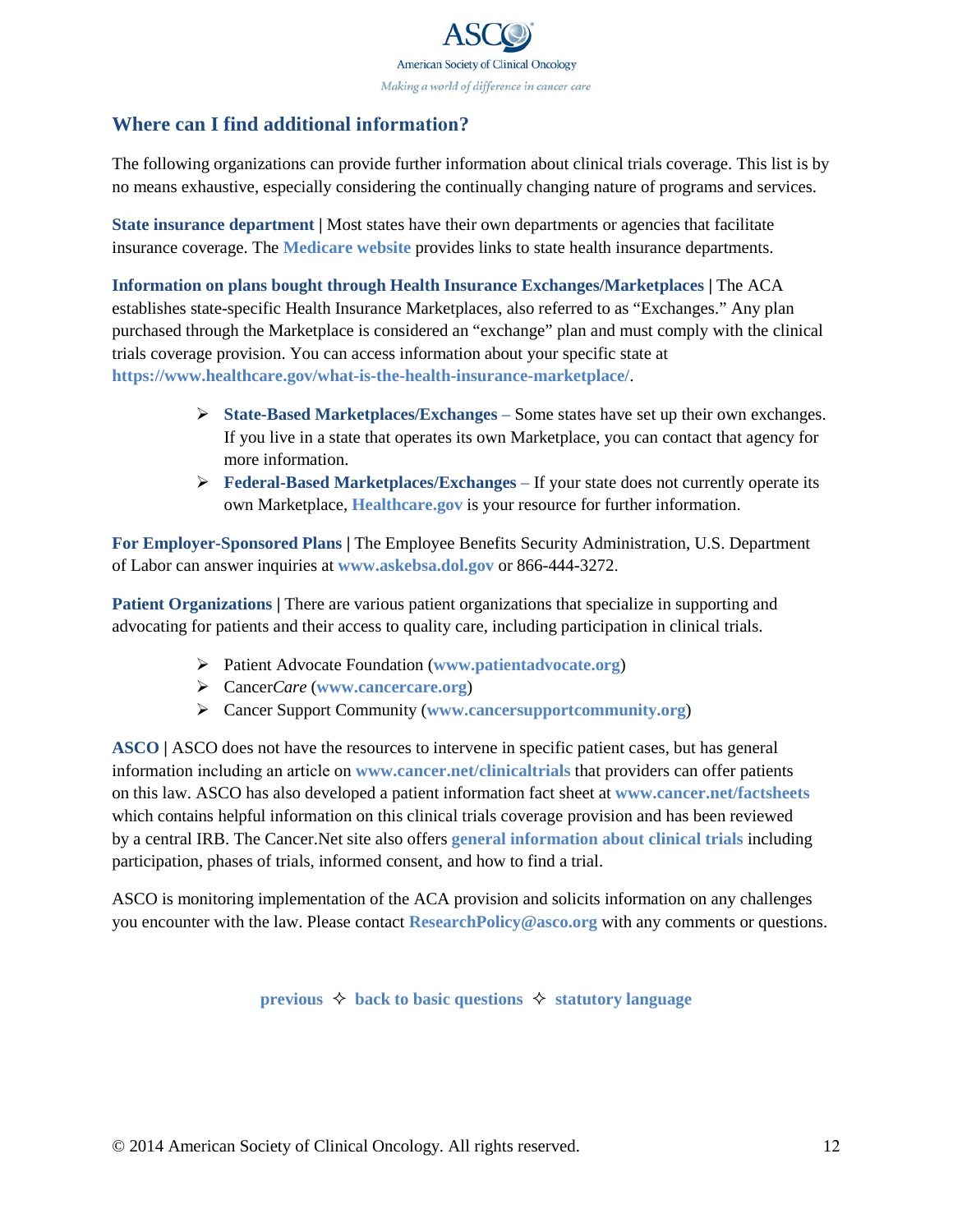## Where can I find additional information?

The following organizations can provide further information about clinical trials coverage. This list is by no means exhaustive, especially considering the continually changing nature of programs and services.

**State insurance department** | Most states have their own departments or agencies that facilitate insurance coverage. The **Medicare website** provides links to state health insurance departments.

**Information on plans bought through Health Insurance Exchanges/Marketplaces** | The ACA establishes state-specific Health Insurance Marketplaces, also referred to as "Exchanges." Any plan purchased through the Marketplace is considered an "exchange" plan and must comply with the clinical trials coverage provision. You can access information about your specific state at **https://www.healthcare.gov/what-is-the-health-insurance-marketplace/**.

- **State-Based Marketplaces/Exchanges –** Some states have set up their own exchanges. If you live in a state that operates its own Marketplace, you can contact that agency for more information.
- **Federal-Based Marketplaces/Exchanges –** If your state does not currently operate its own Marketplace, **Healthcare.gov** is your resource for further information.

**For Employer-Sponsored Plans** | The Employee Benefits Security Administration, U.S. Department of Labor can answer inquiries at **www.askebsa.dol.gov** or 866-444-3272.

**Patient Organizations** | There are various patient organizations that specialize in supporting and advocating for patients and their access to quality care, including participation in clinical trials.

- Patient Advocate Foundation (**www.patientadvocate.org**)
- Cancer*Care* (**www.cancercare.org**)
- Cancer Support Community (**www.cancersupportcommunity.org**)

**ASCO** | ASCO does not have the resources to intervene in specific patient cases, but has general information including an article on **www.cancer.net/clinicaltrials** that providers can offer patients on this law. ASCO has also developed a patient information fact sheet at **www.cancer.net/factsheets** which contains helpful information on this clinical trials coverage provision and has been reviewed by a central IRB. The Cancer.Net site also offers **general information about clinical trials** including participation, phases of trials, informed consent, and how to find a trial.

ASCO is monitoring implementation of the ACA provision and solicits information on any challenges you encounter with the law. Please contact **ResearchPolicy@asco.org** with any comments or questions.

**previous** ✧ **back to basic questions** ✧ **statutory language**

© 2014 American Society of Clinical Oncology. All rights reserved.